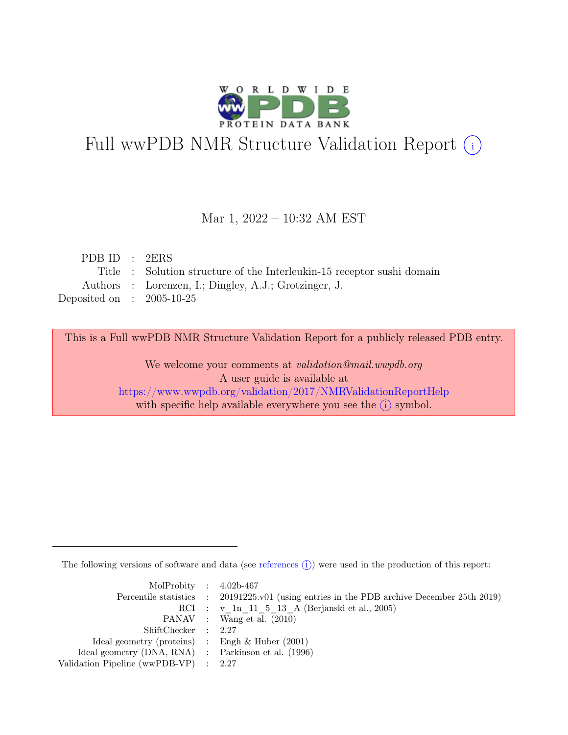# Full wwPDB NMR Structure Validation Report (i)

Mar 1, 2022 – 10:32 AM EST

| | | |
|---|---|---|
| PDB ID | : | 2ERS |
| Title | : | Solution structure of the Interleukin-15 receptor sushi domain |
| Authors | : | Lorenzen, I.; Dingley, A.J.; Grotzinger, J. |
| Deposited on | : | 2005-10-25 |

This is a Full wwPDB NMR Structure Validation Report for a publicly released PDB entry.

We welcome your comments at *validation@mail.wwpdb.org*
A user guide is available at
https://www.wwpdb.org/validation/2017/NMRValidationReportHelp
with specific help available everywhere you see the (i) symbol.

The following versions of software and data (see references (i)) were used in the production of this report:

| | | |
|---|---|---|
| MolProbity | : | 4.02b-467 |
| Percentile statistics | : | 20191225.v01 (using entries in the PDB archive December 25th 2019) |
| RCI | : | v_1n_11_5_13_A (Berjanski et al., 2005) |
| PANAV | : | Wang et al. (2010) |
| ShiftChecker | : | 2.27 |
| Ideal geometry (proteins) | : | Engh & Huber (2001) |
| Ideal geometry (DNA, RNA) | : | Parkinson et al. (1996) |
| Validation Pipeline (wwPDB-VP) | : | 2.27 |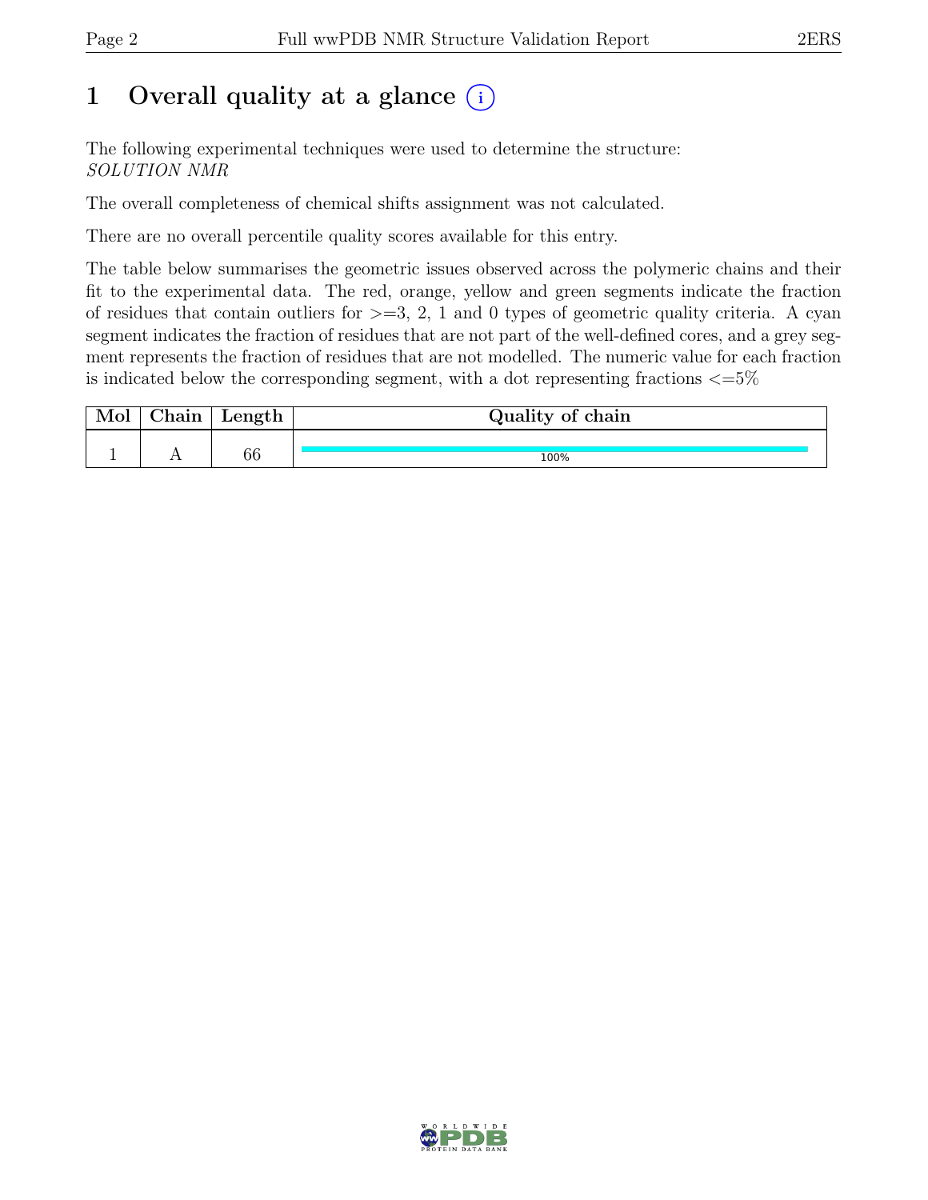# 1 Overall quality at a glance (i)

The following experimental techniques were used to determine the structure:
*SOLUTION NMR*

The overall completeness of chemical shifts assignment was not calculated.

There are no overall percentile quality scores available for this entry.

The table below summarises the geometric issues observed across the polymeric chains and their fit to the experimental data. The red, orange, yellow and green segments indicate the fraction of residues that contain outliers for >=3, 2, 1 and 0 types of geometric quality criteria. A cyan segment indicates the fraction of residues that are not part of the well-defined cores, and a grey segment represents the fraction of residues that are not modelled. The numeric value for each fraction is indicated below the corresponding segment, with a dot representing fractions <=5%

| Mol | Chain | Length | Quality of chain |
|---|---|---|---|
| 1 | A | 66 | 100% |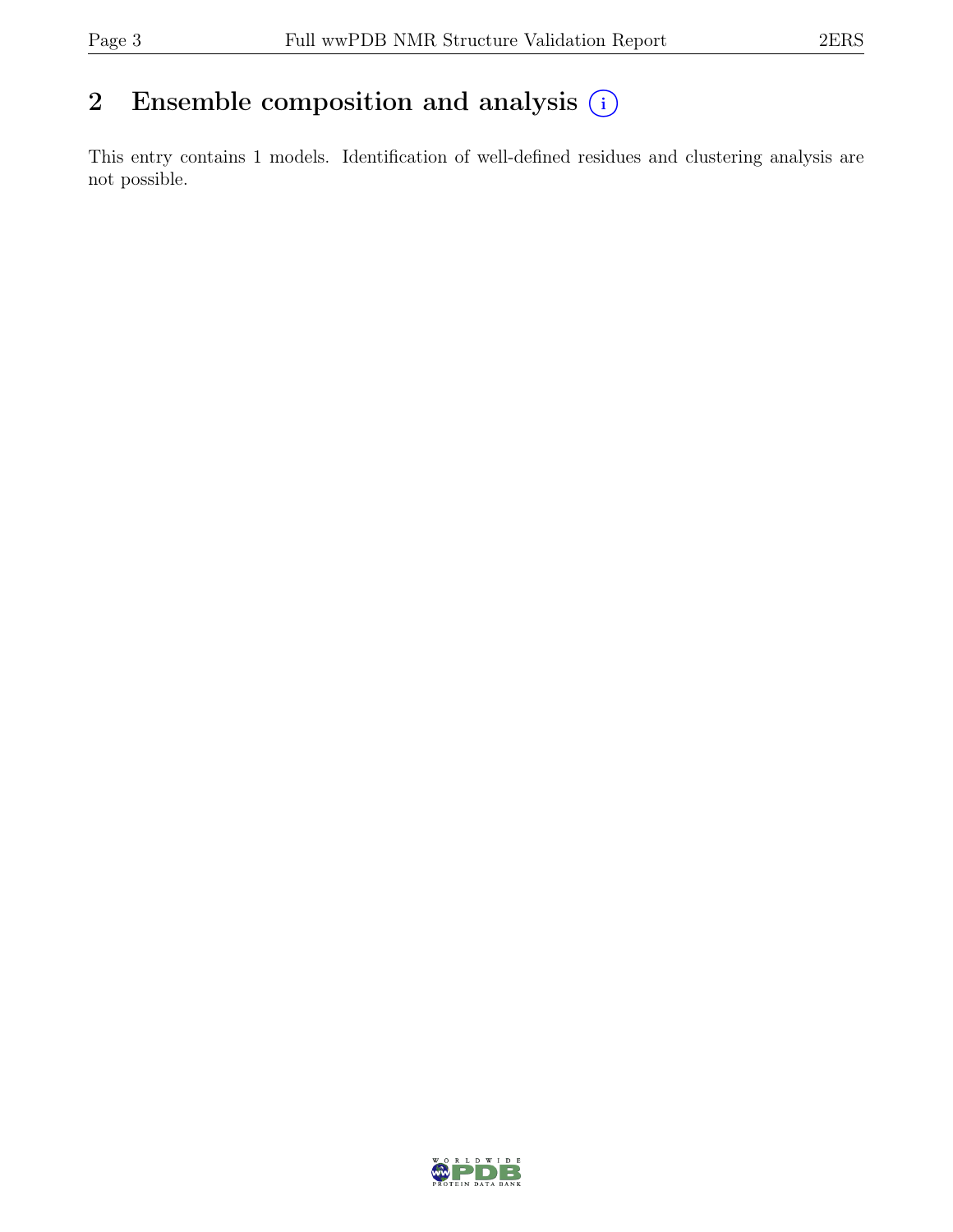# 2 Ensemble composition and analysis (i)

This entry contains 1 models. Identification of well-defined residues and clustering analysis are not possible.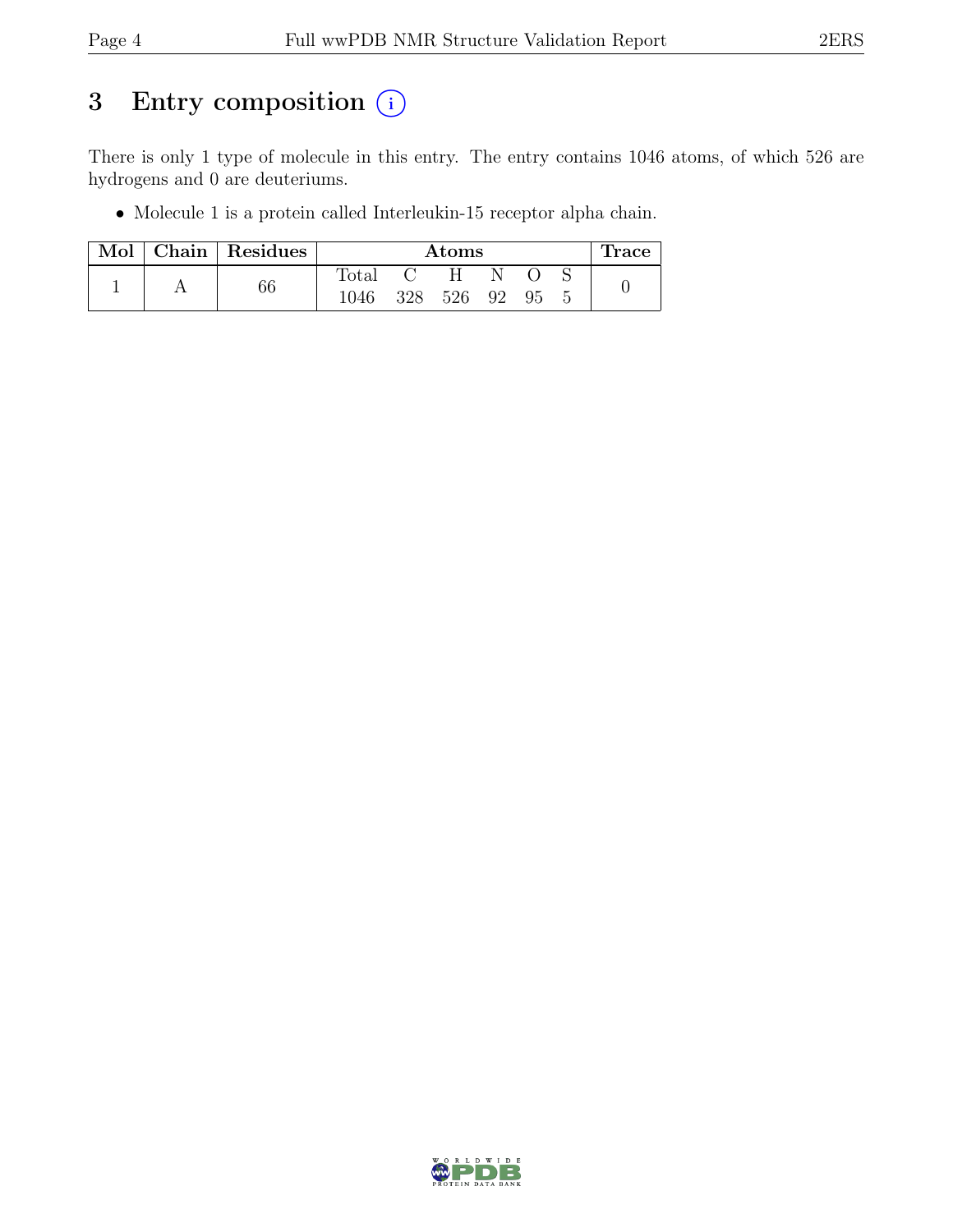# 3 Entry composition (i)

There is only 1 type of molecule in this entry. The entry contains 1046 atoms, of which 526 are hydrogens and 0 are deuteriums.

- Molecule 1 is a protein called Interleukin-15 receptor alpha chain.

| Mol | Chain | Residues | Atoms | | | | | | Trace |
|---|---|---|---|---|---|---|---|---|---|
| | | | Total | C | H | N | O | S | |
| 1 | A | 66 | 1046 | 328 | 526 | 92 | 95 | 5 | 0 |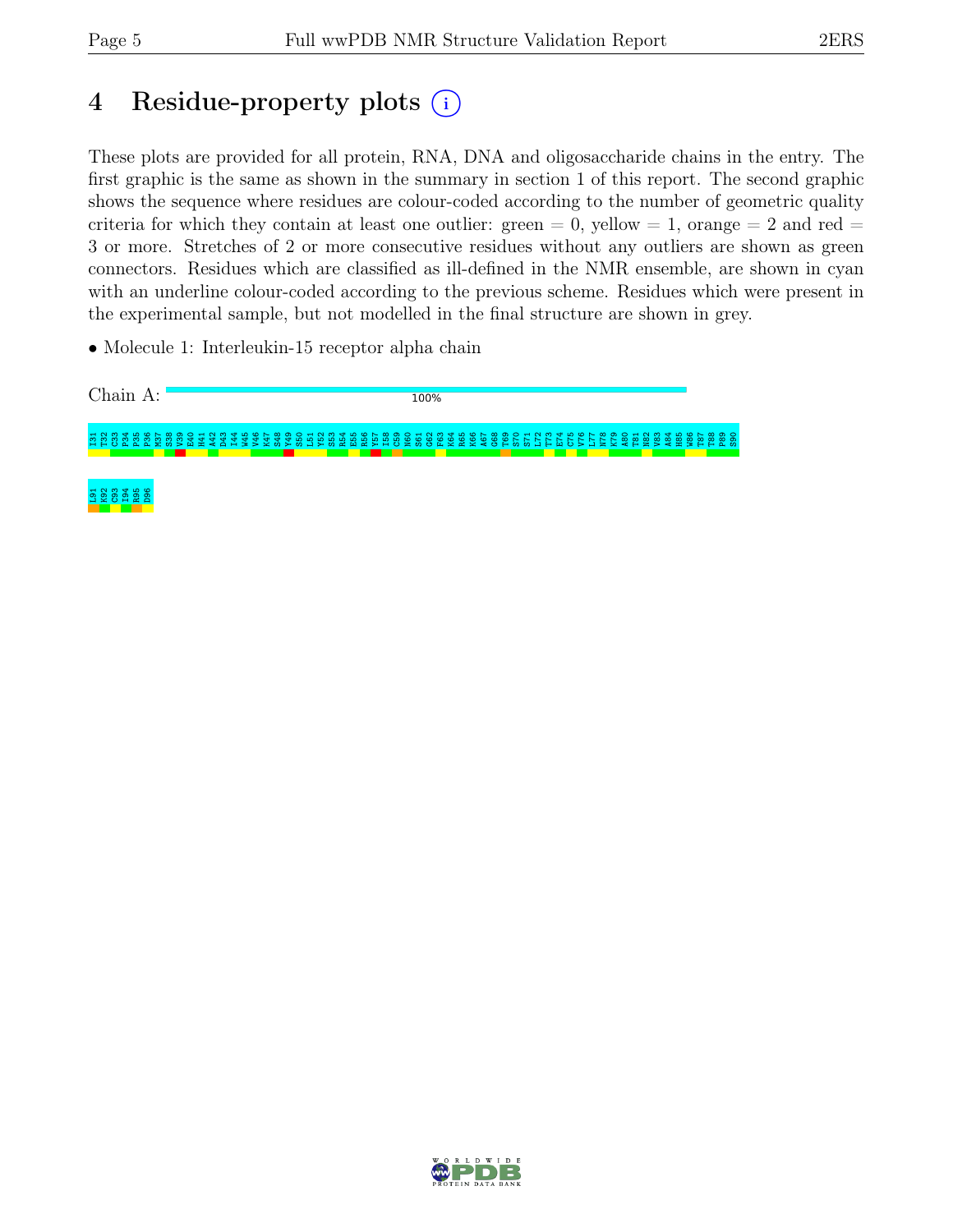# 4 Residue-property plots ⓘ

These plots are provided for all protein, RNA, DNA and oligosaccharide chains in the entry. The first graphic is the same as shown in the summary in section 1 of this report. The second graphic shows the sequence where residues are colour-coded according to the number of geometric quality criteria for which they contain at least one outlier: green = 0, yellow = 1, orange = 2 and red = 3 or more. Stretches of 2 or more consecutive residues without any outliers are shown as green connectors. Residues which are classified as ill-defined in the NMR ensemble, are shown in cyan with an underline colour-coded according to the previous scheme. Residues which were present in the experimental sample, but not modelled in the final structure are shown in grey.

- Molecule 1: Interleukin-15 receptor alpha chain

Chain A: 100%

I31 T32 C33 P34 P35 P36 M37 S38 V39 E40 H41 A42 D43 I44 W45 V46 K47 S48 Y49 S50 L51 Y52 S53 R54 E55 R56 Y57 I58 C59 N60 S61 G62 F63 K64 R65 K66 A67 G68 T69 S70 S71 L72 T73 E74 C75 V76 L77 N78 K79 A80 T81 N82 V83 A84 H85 W86 T87 T88 P89 S90

L91 K92 C93 I94 R95 D96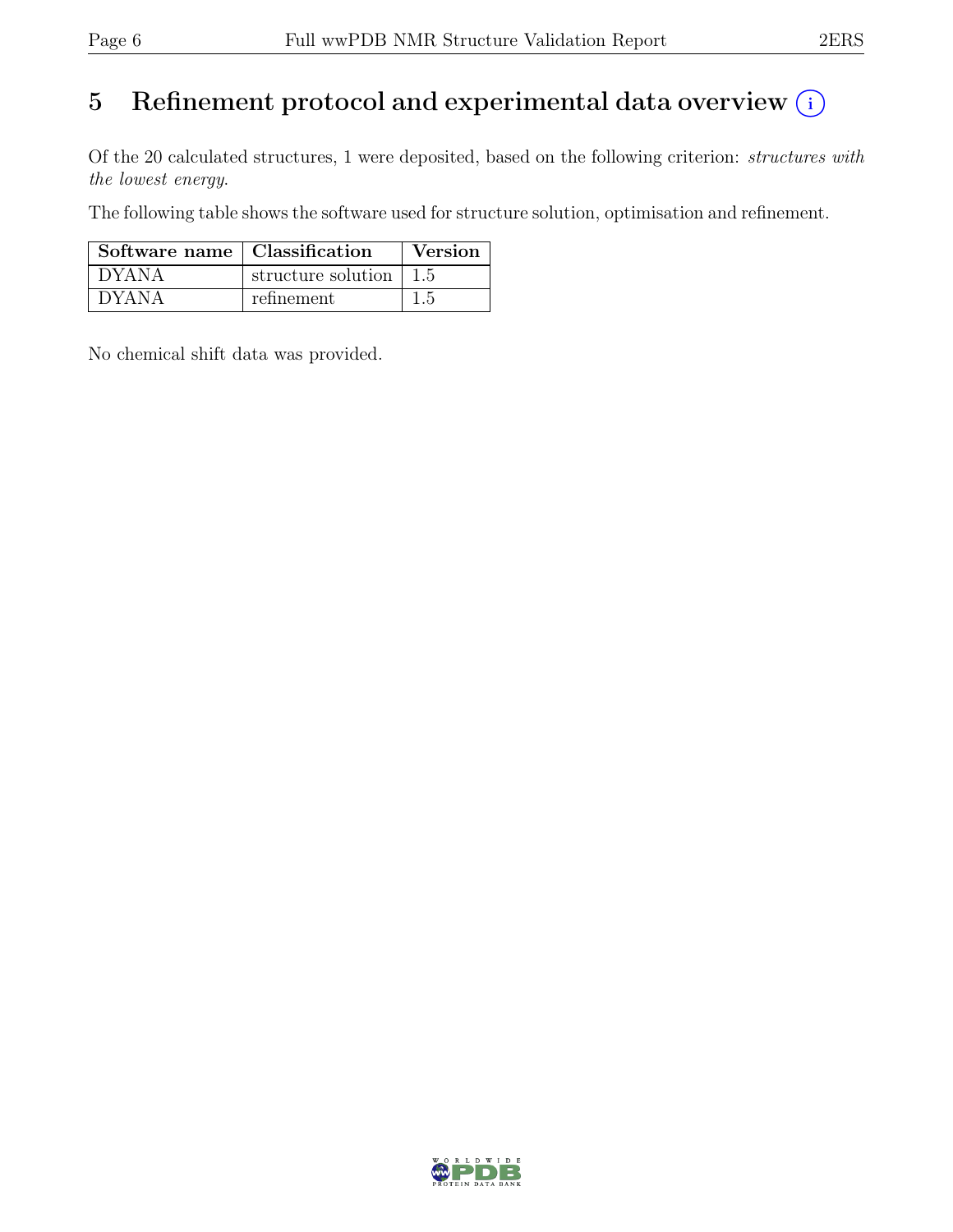# 5 Refinement protocol and experimental data overview

Of the 20 calculated structures, 1 were deposited, based on the following criterion: *structures with the lowest energy*.

The following table shows the software used for structure solution, optimisation and refinement.

| Software name | Classification | Version |
|---|---|---|
| DYANA | structure solution | 1.5 |
| DYANA | refinement | 1.5 |

No chemical shift data was provided.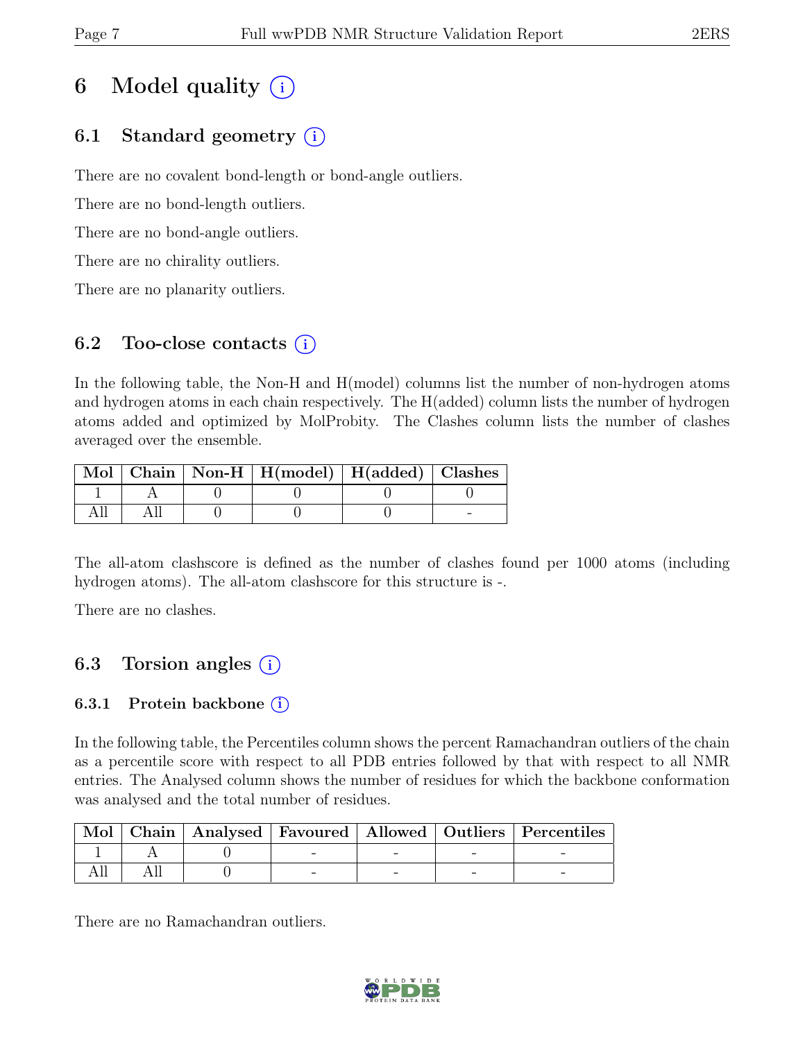# 6 Model quality

## 6.1 Standard geometry

There are no covalent bond-length or bond-angle outliers.

There are no bond-length outliers.

There are no bond-angle outliers.

There are no chirality outliers.

There are no planarity outliers.

## 6.2 Too-close contacts

In the following table, the Non-H and H(model) columns list the number of non-hydrogen atoms and hydrogen atoms in each chain respectively. The H(added) column lists the number of hydrogen atoms added and optimized by MolProbity. The Clashes column lists the number of clashes averaged over the ensemble.

| Mol | Chain | Non-H | H(model) | H(added) | Clashes |
|---|---|---|---|---|---|
| 1 | A | 0 | 0 | 0 | 0 |
| All | All | 0 | 0 | 0 | - |

The all-atom clashscore is defined as the number of clashes found per 1000 atoms (including hydrogen atoms). The all-atom clashscore for this structure is -.

There are no clashes.

## 6.3 Torsion angles

### 6.3.1 Protein backbone

In the following table, the Percentiles column shows the percent Ramachandran outliers of the chain as a percentile score with respect to all PDB entries followed by that with respect to all NMR entries. The Analysed column shows the number of residues for which the backbone conformation was analysed and the total number of residues.

| Mol | Chain | Analysed | Favoured | Allowed | Outliers | Percentiles |
|---|---|---|---|---|---|---|
| 1 | A | 0 | - | - | - | - |
| All | All | 0 | - | - | - | - |

There are no Ramachandran outliers.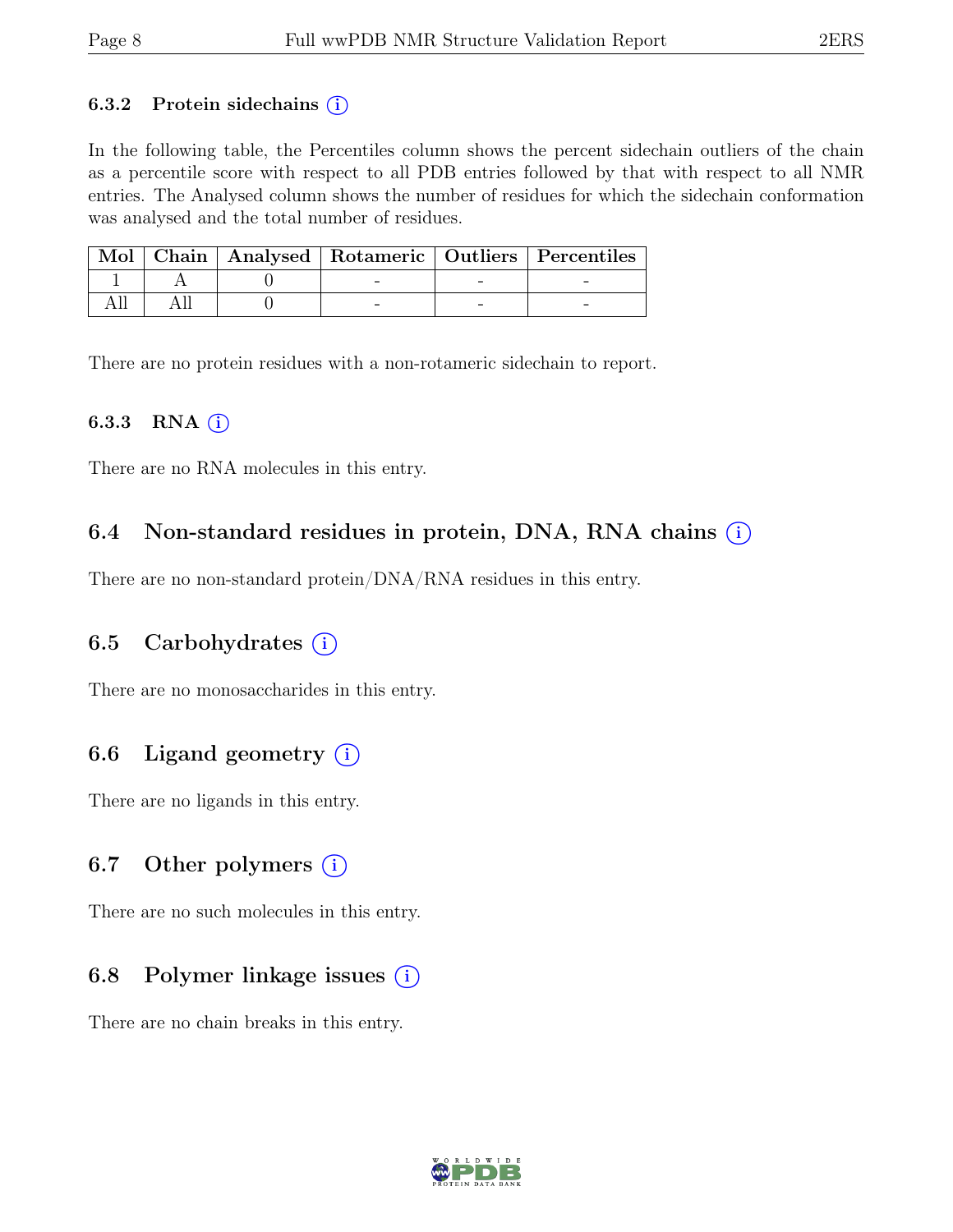### 6.3.2 Protein sidechains (i)

In the following table, the Percentiles column shows the percent sidechain outliers of the chain as a percentile score with respect to all PDB entries followed by that with respect to all NMR entries. The Analysed column shows the number of residues for which the sidechain conformation was analysed and the total number of residues.

| Mol | Chain | Analysed | Rotameric | Outliers | Percentiles |
|---|---|---|---|---|---|
| 1 | A | 0 | - | - | - |
| All | All | 0 | - | - | - |

There are no protein residues with a non-rotameric sidechain to report.

### 6.3.3 RNA (i)

There are no RNA molecules in this entry.

## 6.4 Non-standard residues in protein, DNA, RNA chains (i)

There are no non-standard protein/DNA/RNA residues in this entry.

## 6.5 Carbohydrates (i)

There are no monosaccharides in this entry.

## 6.6 Ligand geometry (i)

There are no ligands in this entry.

## 6.7 Other polymers (i)

There are no such molecules in this entry.

## 6.8 Polymer linkage issues (i)

There are no chain breaks in this entry.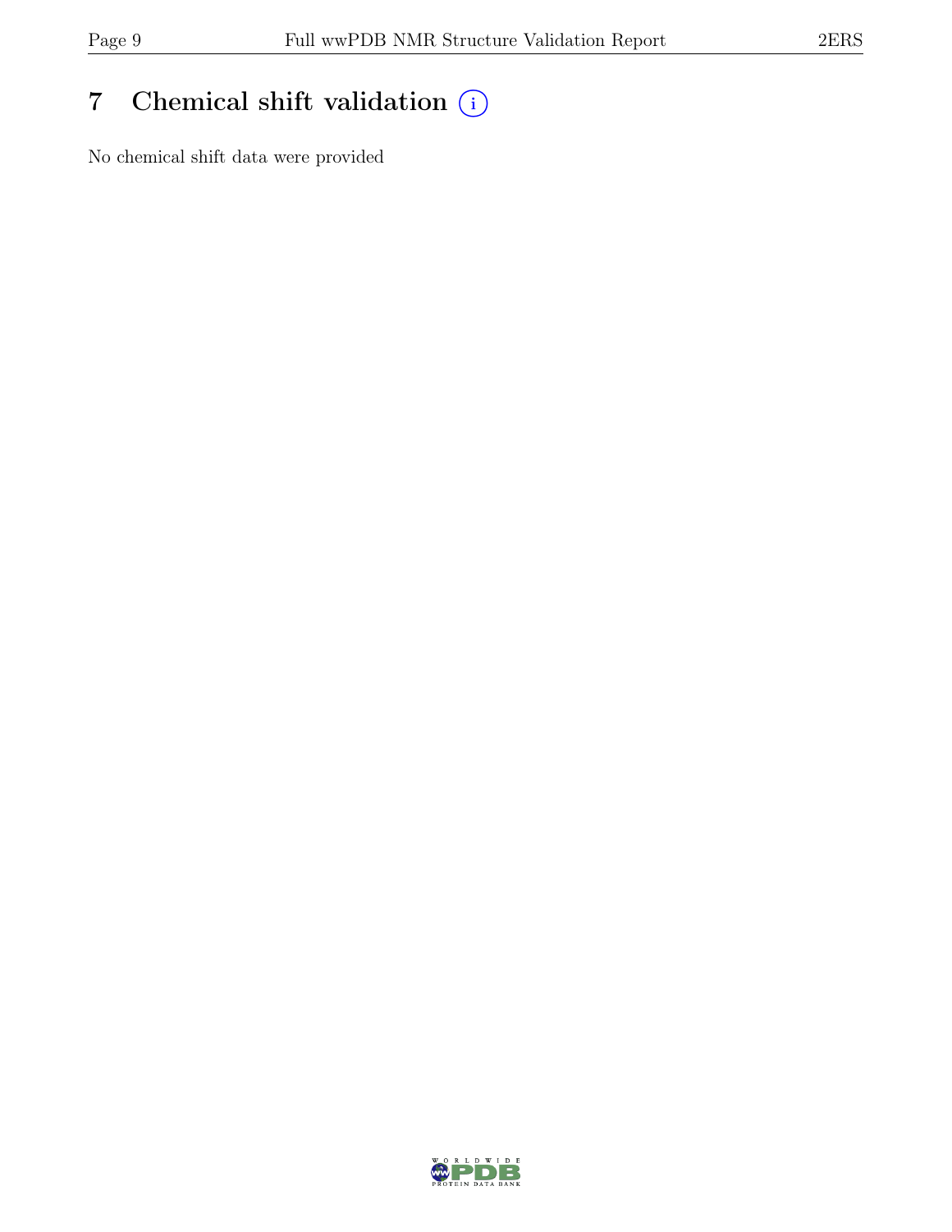# 7 Chemical shift validation

No chemical shift data were provided